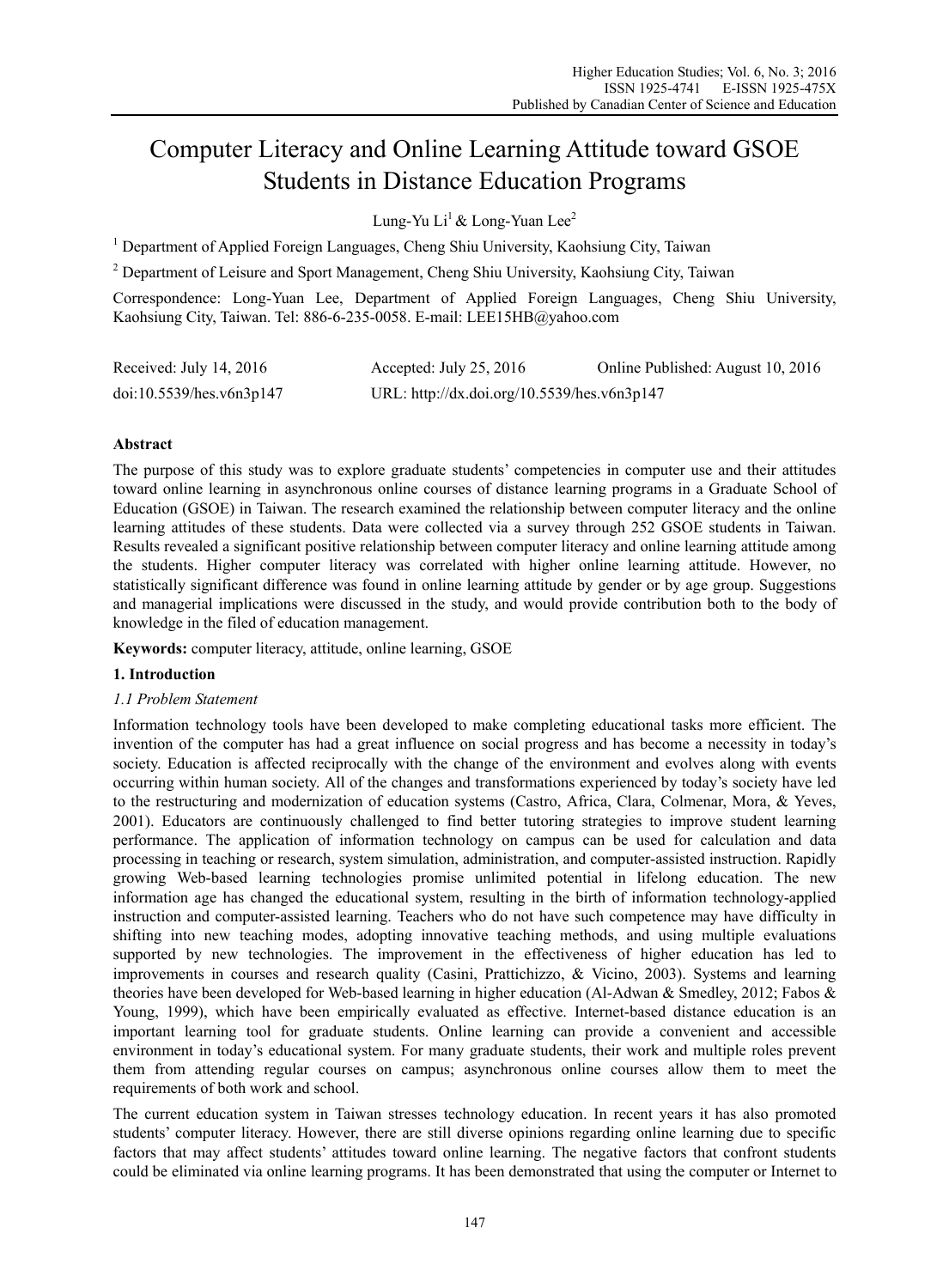# Computer Literacy and Online Learning Attitude toward GSOE Students in Distance Education Programs

Lung-Yu Li[1] & Long-Yuan Lee[2]

[1] Department of Applied Foreign Languages, Cheng Shiu University, Kaohsiung City, Taiwan

[2] Department of Leisure and Sport Management, Cheng Shiu University, Kaohsiung City, Taiwan

Correspondence: Long-Yuan Lee, Department of Applied Foreign Languages, Cheng Shiu University, Kaohsiung City, Taiwan. Tel: 886-6-235-0058. E-mail: LEE15HB@yahoo.com

Received: July 14, 2016 Accepted: July 25, 2016 Online Published: August 10, 2016

doi:10.5539/hes.v6n3p147 URL: http://dx.doi.org/10.5539/hes.v6n3p147

## Abstract

The purpose of this study was to explore graduate students' competencies in computer use and their attitudes toward online learning in asynchronous online courses of distance learning programs in a Graduate School of Education (GSOE) in Taiwan. The research examined the relationship between computer literacy and the online learning attitudes of these students. Data were collected via a survey through 252 GSOE students in Taiwan. Results revealed a significant positive relationship between computer literacy and online learning attitude among the students. Higher computer literacy was correlated with higher online learning attitude. However, no statistically significant difference was found in online learning attitude by gender or by age group. Suggestions and managerial implications were discussed in the study, and would provide contribution both to the body of knowledge in the filed of education management.

**Keywords:** computer literacy, attitude, online learning, GSOE

## 1. Introduction

### 1.1 Problem Statement

Information technology tools have been developed to make completing educational tasks more efficient. The invention of the computer has had a great influence on social progress and has become a necessity in today's society. Education is affected reciprocally with the change of the environment and evolves along with events occurring within human society. All of the changes and transformations experienced by today's society have led to the restructuring and modernization of education systems (Castro, Africa, Clara, Colmenar, Mora, & Yeves, 2001). Educators are continuously challenged to find better tutoring strategies to improve student learning performance. The application of information technology on campus can be used for calculation and data processing in teaching or research, system simulation, administration, and computer-assisted instruction. Rapidly growing Web-based learning technologies promise unlimited potential in lifelong education. The new information age has changed the educational system, resulting in the birth of information technology-applied instruction and computer-assisted learning. Teachers who do not have such competence may have difficulty in shifting into new teaching modes, adopting innovative teaching methods, and using multiple evaluations supported by new technologies. The improvement in the effectiveness of higher education has led to improvements in courses and research quality (Casini, Prattichizzo, & Vicino, 2003). Systems and learning theories have been developed for Web-based learning in higher education (Al-Adwan & Smedley, 2012; Fabos & Young, 1999), which have been empirically evaluated as effective. Internet-based distance education is an important learning tool for graduate students. Online learning can provide a convenient and accessible environment in today's educational system. For many graduate students, their work and multiple roles prevent them from attending regular courses on campus; asynchronous online courses allow them to meet the requirements of both work and school.

The current education system in Taiwan stresses technology education. In recent years it has also promoted students' computer literacy. However, there are still diverse opinions regarding online learning due to specific factors that may affect students' attitudes toward online learning. The negative factors that confront students could be eliminated via online learning programs. It has been demonstrated that using the computer or Internet to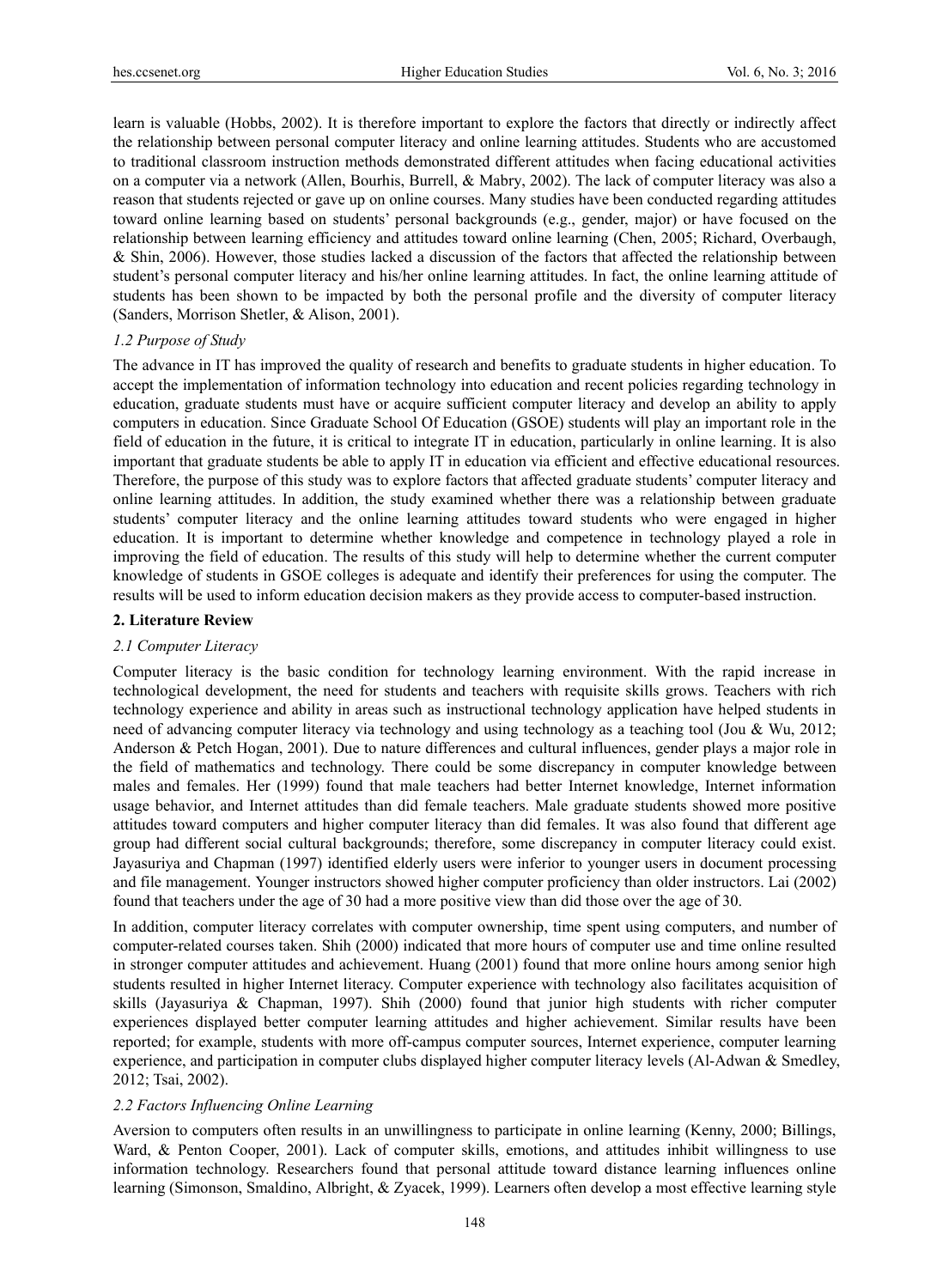learn is valuable (Hobbs, 2002). It is therefore important to explore the factors that directly or indirectly affect the relationship between personal computer literacy and online learning attitudes. Students who are accustomed to traditional classroom instruction methods demonstrated different attitudes when facing educational activities on a computer via a network (Allen, Bourhis, Burrell, & Mabry, 2002). The lack of computer literacy was also a reason that students rejected or gave up on online courses. Many studies have been conducted regarding attitudes toward online learning based on students' personal backgrounds (e.g., gender, major) or have focused on the relationship between learning efficiency and attitudes toward online learning (Chen, 2005; Richard, Overbaugh, & Shin, 2006). However, those studies lacked a discussion of the factors that affected the relationship between student's personal computer literacy and his/her online learning attitudes. In fact, the online learning attitude of students has been shown to be impacted by both the personal profile and the diversity of computer literacy (Sanders, Morrison Shetler, & Alison, 2001).

### *1.2 Purpose of Study*

The advance in IT has improved the quality of research and benefits to graduate students in higher education. To accept the implementation of information technology into education and recent policies regarding technology in education, graduate students must have or acquire sufficient computer literacy and develop an ability to apply computers in education. Since Graduate School Of Education (GSOE) students will play an important role in the field of education in the future, it is critical to integrate IT in education, particularly in online learning. It is also important that graduate students be able to apply IT in education via efficient and effective educational resources. Therefore, the purpose of this study was to explore factors that affected graduate students' computer literacy and online learning attitudes. In addition, the study examined whether there was a relationship between graduate students' computer literacy and the online learning attitudes toward students who were engaged in higher education. It is important to determine whether knowledge and competence in technology played a role in improving the field of education. The results of this study will help to determine whether the current computer knowledge of students in GSOE colleges is adequate and identify their preferences for using the computer. The results will be used to inform education decision makers as they provide access to computer-based instruction.

## 2. Literature Review

### *2.1 Computer Literacy*

Computer literacy is the basic condition for technology learning environment. With the rapid increase in technological development, the need for students and teachers with requisite skills grows. Teachers with rich technology experience and ability in areas such as instructional technology application have helped students in need of advancing computer literacy via technology and using technology as a teaching tool (Jou & Wu, 2012; Anderson & Petch Hogan, 2001). Due to nature differences and cultural influences, gender plays a major role in the field of mathematics and technology. There could be some discrepancy in computer knowledge between males and females. Her (1999) found that male teachers had better Internet knowledge, Internet information usage behavior, and Internet attitudes than did female teachers. Male graduate students showed more positive attitudes toward computers and higher computer literacy than did females. It was also found that different age group had different social cultural backgrounds; therefore, some discrepancy in computer literacy could exist. Jayasuriya and Chapman (1997) identified elderly users were inferior to younger users in document processing and file management. Younger instructors showed higher computer proficiency than older instructors. Lai (2002) found that teachers under the age of 30 had a more positive view than did those over the age of 30.

In addition, computer literacy correlates with computer ownership, time spent using computers, and number of computer-related courses taken. Shih (2000) indicated that more hours of computer use and time online resulted in stronger computer attitudes and achievement. Huang (2001) found that more online hours among senior high students resulted in higher Internet literacy. Computer experience with technology also facilitates acquisition of skills (Jayasuriya & Chapman, 1997). Shih (2000) found that junior high students with richer computer experiences displayed better computer learning attitudes and higher achievement. Similar results have been reported; for example, students with more off-campus computer sources, Internet experience, computer learning experience, and participation in computer clubs displayed higher computer literacy levels (Al-Adwan & Smedley, 2012; Tsai, 2002).

### *2.2 Factors Influencing Online Learning*

Aversion to computers often results in an unwillingness to participate in online learning (Kenny, 2000; Billings, Ward, & Penton Cooper, 2001). Lack of computer skills, emotions, and attitudes inhibit willingness to use information technology. Researchers found that personal attitude toward distance learning influences online learning (Simonson, Smaldino, Albright, & Zyacek, 1999). Learners often develop a most effective learning style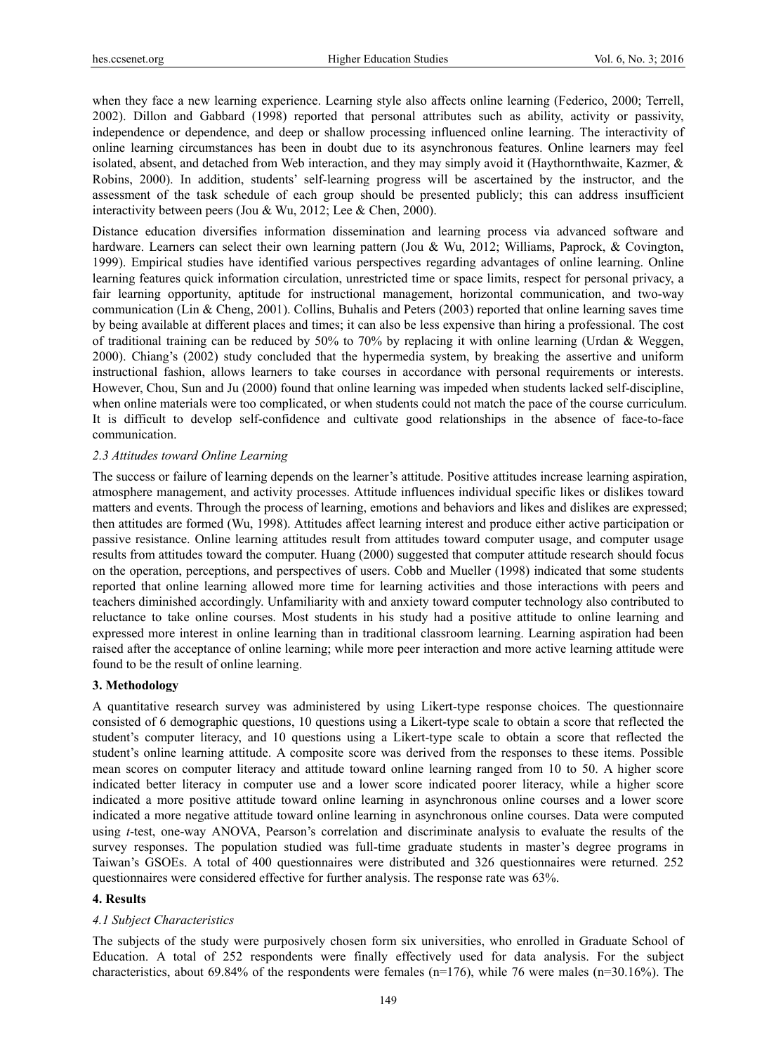when they face a new learning experience. Learning style also affects online learning (Federico, 2000; Terrell, 2002). Dillon and Gabbard (1998) reported that personal attributes such as ability, activity or passivity, independence or dependence, and deep or shallow processing influenced online learning. The interactivity of online learning circumstances has been in doubt due to its asynchronous features. Online learners may feel isolated, absent, and detached from Web interaction, and they may simply avoid it (Haythornthwaite, Kazmer, & Robins, 2000). In addition, students' self-learning progress will be ascertained by the instructor, and the assessment of the task schedule of each group should be presented publicly; this can address insufficient interactivity between peers (Jou & Wu, 2012; Lee & Chen, 2000).

Distance education diversifies information dissemination and learning process via advanced software and hardware. Learners can select their own learning pattern (Jou & Wu, 2012; Williams, Paprock, & Covington, 1999). Empirical studies have identified various perspectives regarding advantages of online learning. Online learning features quick information circulation, unrestricted time or space limits, respect for personal privacy, a fair learning opportunity, aptitude for instructional management, horizontal communication, and two-way communication (Lin & Cheng, 2001). Collins, Buhalis and Peters (2003) reported that online learning saves time by being available at different places and times; it can also be less expensive than hiring a professional. The cost of traditional training can be reduced by 50% to 70% by replacing it with online learning (Urdan & Weggen, 2000). Chiang's (2002) study concluded that the hypermedia system, by breaking the assertive and uniform instructional fashion, allows learners to take courses in accordance with personal requirements or interests. However, Chou, Sun and Ju (2000) found that online learning was impeded when students lacked self-discipline, when online materials were too complicated, or when students could not match the pace of the course curriculum. It is difficult to develop self-confidence and cultivate good relationships in the absence of face-to-face communication.

### *2.3 Attitudes toward Online Learning*

The success or failure of learning depends on the learner's attitude. Positive attitudes increase learning aspiration, atmosphere management, and activity processes. Attitude influences individual specific likes or dislikes toward matters and events. Through the process of learning, emotions and behaviors and likes and dislikes are expressed; then attitudes are formed (Wu, 1998). Attitudes affect learning interest and produce either active participation or passive resistance. Online learning attitudes result from attitudes toward computer usage, and computer usage results from attitudes toward the computer. Huang (2000) suggested that computer attitude research should focus on the operation, perceptions, and perspectives of users. Cobb and Mueller (1998) indicated that some students reported that online learning allowed more time for learning activities and those interactions with peers and teachers diminished accordingly. Unfamiliarity with and anxiety toward computer technology also contributed to reluctance to take online courses. Most students in his study had a positive attitude to online learning and expressed more interest in online learning than in traditional classroom learning. Learning aspiration had been raised after the acceptance of online learning; while more peer interaction and more active learning attitude were found to be the result of online learning.

## **3. Methodology**

A quantitative research survey was administered by using Likert-type response choices. The questionnaire consisted of 6 demographic questions, 10 questions using a Likert-type scale to obtain a score that reflected the student's computer literacy, and 10 questions using a Likert-type scale to obtain a score that reflected the student's online learning attitude. A composite score was derived from the responses to these items. Possible mean scores on computer literacy and attitude toward online learning ranged from 10 to 50. A higher score indicated better literacy in computer use and a lower score indicated poorer literacy, while a higher score indicated a more positive attitude toward online learning in asynchronous online courses and a lower score indicated a more negative attitude toward online learning in asynchronous online courses. Data were computed using *t*-test, one-way ANOVA, Pearson's correlation and discriminate analysis to evaluate the results of the survey responses. The population studied was full-time graduate students in master's degree programs in Taiwan's GSOEs. A total of 400 questionnaires were distributed and 326 questionnaires were returned. 252 questionnaires were considered effective for further analysis. The response rate was 63%.

## **4. Results**

### *4.1 Subject Characteristics*

The subjects of the study were purposively chosen form six universities, who enrolled in Graduate School of Education. A total of 252 respondents were finally effectively used for data analysis. For the subject characteristics, about 69.84% of the respondents were females (n=176), while 76 were males (n=30.16%). The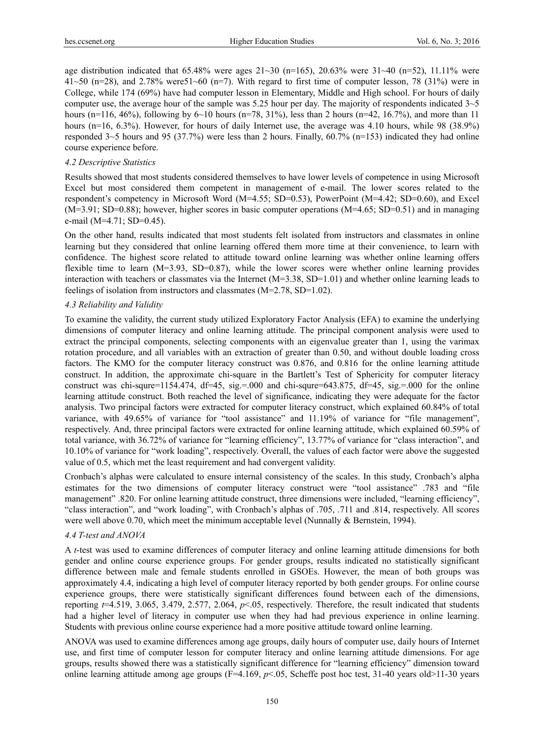age distribution indicated that 65.48% were ages 21~30 (n=165), 20.63% were 31~40 (n=52), 11.11% were 41~50 (n=28), and 2.78% were51~60 (n=7). With regard to first time of computer lesson, 78 (31%) were in College, while 174 (69%) have had computer lesson in Elementary, Middle and High school. For hours of daily computer use, the average hour of the sample was 5.25 hour per day. The majority of respondents indicated 3~5 hours (n=116, 46%), following by 6~10 hours (n=78, 31%), less than 2 hours (n=42, 16.7%), and more than 11 hours (n=16, 6.3%). However, for hours of daily Internet use, the average was 4.10 hours, while 98 (38.9%) responded 3~5 hours and 95 (37.7%) were less than 2 hours. Finally, 60.7% (n=153) indicated they had online course experience before.

### *4.2 Descriptive Statistics*

Results showed that most students considered themselves to have lower levels of competence in using Microsoft Excel but most considered them competent in management of e-mail. The lower scores related to the respondent's competency in Microsoft Word (M=4.55; SD=0.53), PowerPoint (M=4.42; SD=0.60), and Excel (M=3.91; SD=0.88); however, higher scores in basic computer operations (M=4.65; SD=0.51) and in managing e-mail (M=4.71; SD=0.45).

On the other hand, results indicated that most students felt isolated from instructors and classmates in online learning but they considered that online learning offered them more time at their convenience, to learn with confidence. The highest score related to attitude toward online learning was whether online learning offers flexible time to learn (M=3.93, SD=0.87), while the lower scores were whether online learning provides interaction with teachers or classmates via the Internet (M=3.38, SD=1.01) and whether online learning leads to feelings of isolation from instructors and classmates (M=2.78, SD=1.02).

### *4.3 Reliability and Validity*

To examine the validity, the current study utilized Exploratory Factor Analysis (EFA) to examine the underlying dimensions of computer literacy and online learning attitude. The principal component analysis were used to extract the principal components, selecting components with an eigenvalue greater than 1, using the varimax rotation procedure, and all variables with an extraction of greater than 0.50, and without double loading cross factors. The KMO for the computer literacy construct was 0.876, and 0.816 for the online learning attitude construct. In addition, the approximate chi-square in the Bartlett's Test of Sphericity for computer literacy construct was chi-squre=1154.474, df=45, sig.=.000 and chi-squre=643.875, df=45, sig.=.000 for the online learning attitude construct. Both reached the level of significance, indicating they were adequate for the factor analysis. Two principal factors were extracted for computer literacy construct, which explained 60.84% of total variance, with 49.65% of variance for "tool assistance" and 11.19% of variance for "file management", respectively. And, three principal factors were extracted for online learning attitude, which explained 60.59% of total variance, with 36.72% of variance for "learning efficiency", 13.77% of variance for "class interaction", and 10.10% of variance for "work loading", respectively. Overall, the values of each factor were above the suggested value of 0.5, which met the least requirement and had convergent validity.

Cronbach's alphas were calculated to ensure internal consistency of the scales. In this study, Cronbach's alpha estimates for the two dimensions of computer literacy construct were "tool assistance" .783 and "file management" .820. For online learning attitude construct, three dimensions were included, "learning efficiency", "class interaction", and "work loading", with Cronbach's alphas of .705, .711 and .814, respectively. All scores were well above 0.70, which meet the minimum acceptable level (Nunnally & Bernstein, 1994).

### *4.4 T-test and ANOVA*

A *t*-test was used to examine differences of computer literacy and online learning attitude dimensions for both gender and online course experience groups. For gender groups, results indicated no statistically significant difference between male and female students enrolled in GSOEs. However, the mean of both groups was approximately 4.4, indicating a high level of computer literacy reported by both gender groups. For online course experience groups, there were statistically significant differences found between each of the dimensions, reporting $t$=4.519, 3.065, 3.479, 2.577, 2.064, $p<.05$, respectively. Therefore, the result indicated that students had a higher level of literacy in computer use when they had had previous experience in online learning. Students with previous online course experience had a more positive attitude toward online learning.

ANOVA was used to examine differences among age groups, daily hours of computer use, daily hours of Internet use, and first time of computer lesson for computer literacy and online learning attitude dimensions. For age groups, results showed there was a statistically significant difference for "learning efficiency" dimension toward online learning attitude among age groups (F=4.169, $p<.05$, Scheffe post hoc test, 31-40 years old>11-30 years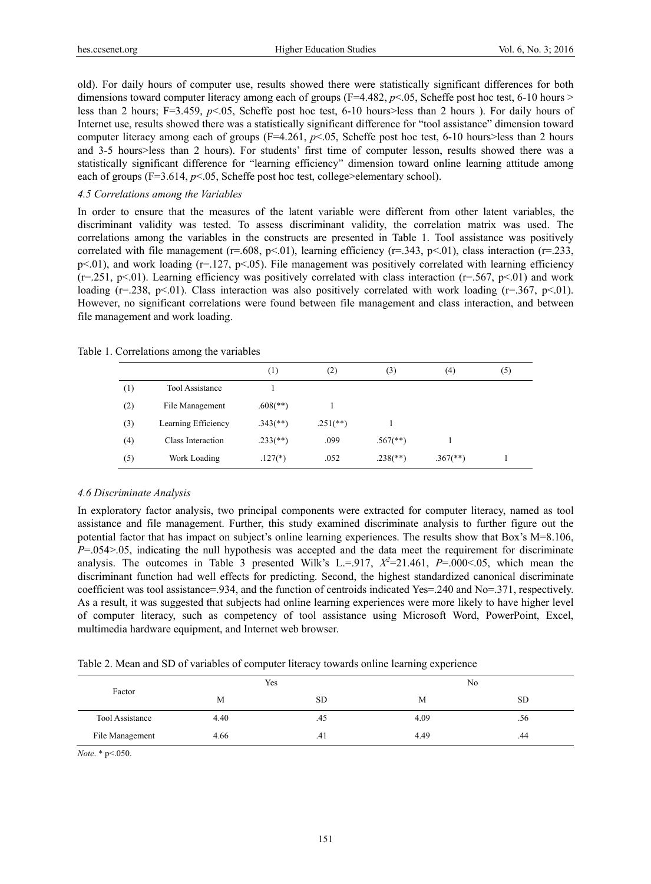old). For daily hours of computer use, results showed there were statistically significant differences for both dimensions toward computer literacy among each of groups ($F=4.482$, $p<.05$, Scheffe post hoc test, 6-10 hours > less than 2 hours; $F=3.459$, $p<.05$, Scheffe post hoc test, 6-10 hours>less than 2 hours ). For daily hours of Internet use, results showed there was a statistically significant difference for "tool assistance" dimension toward computer literacy among each of groups ($F=4.261$, $p<.05$, Scheffe post hoc test, 6-10 hours>less than 2 hours and 3-5 hours>less than 2 hours). For students' first time of computer lesson, results showed there was a statistically significant difference for "learning efficiency" dimension toward online learning attitude among each of groups ($F=3.614$, $p<.05$, Scheffe post hoc test, college>elementary school).

### *4.5 Correlations among the Variables*

In order to ensure that the measures of the latent variable were different from other latent variables, the discriminant validity was tested. To assess discriminant validity, the correlation matrix was used. The correlations among the variables in the constructs are presented in Table 1. Tool assistance was positively correlated with file management ($r=.608$, $p<.01$), learning efficiency ($r=.343$, $p<.01$), class interaction ($r=.233$, $p<.01$), and work loading ($r=.127$, $p<.05$). File management was positively correlated with learning efficiency ($r=.251$, $p<.01$). Learning efficiency was positively correlated with class interaction ($r=.567$, $p<.01$) and work loading ($r=.238$, $p<.01$). Class interaction was also positively correlated with work loading ($r=.367$, $p<.01$). However, no significant correlations were found between file management and class interaction, and between file management and work loading.

Table 1. Correlations among the variables

| | | (1) | (2) | (3) | (4) | (5) |
|---|---|---|---|---|---|---|
| (1) | Tool Assistance | 1 | | | | |
| (2) | File Management | .608(**) | 1 | | | |
| (3) | Learning Efficiency | .343(**) | .251(**) | 1 | | |
| (4) | Class Interaction | .233(**) | .099 | .567(**) | 1 | |
| (5) | Work Loading | .127(*) | .052 | .238(**) | .367(**) | 1 |

### *4.6 Discriminate Analysis*

In exploratory factor analysis, two principal components were extracted for computer literacy, named as tool assistance and file management. Further, this study examined discriminate analysis to further figure out the potential factor that has impact on subject's online learning experiences. The results show that Box's M=8.106, $P=.054>.05$, indicating the null hypothesis was accepted and the data meet the requirement for discriminate analysis. The outcomes in Table 3 presented Wilk's L.=.917, $X^2=21.461$, $P=.000<.05$, which mean the discriminant function had well effects for predicting. Second, the highest standardized canonical discriminate coefficient was tool assistance=.934, and the function of centroids indicated Yes=.240 and No=.371, respectively. As a result, it was suggested that subjects had online learning experiences were more likely to have higher level of computer literacy, such as competency of tool assistance using Microsoft Word, PowerPoint, Excel, multimedia hardware equipment, and Internet web browser.

Table 2. Mean and SD of variables of computer literacy towards online learning experience

| Factor | Yes | | No | |
|---|---|---|---|---|
| | M | SD | M | SD |
| Tool Assistance | 4.40 | .45 | 4.09 | .56 |
| File Management | 4.66 | .41 | 4.49 | .44 |

*Note*. * p<.050.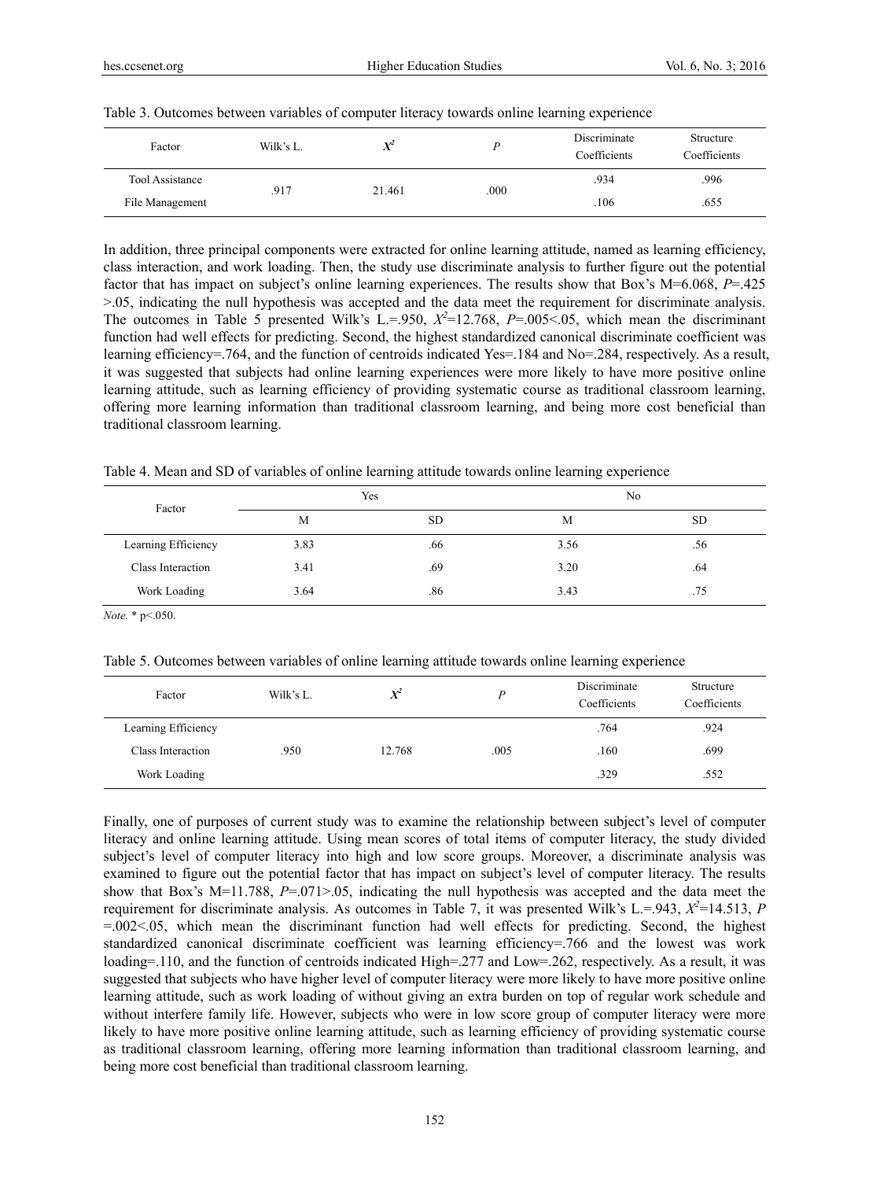Table 3. Outcomes between variables of computer literacy towards online learning experience

| Factor | Wilk's L. | $X^2$ | $P$ | Discriminate Coefficients | Structure Coefficients |
|---|---|---|---|---|---|
| Tool Assistance | .917 | 21.461 | .000 | .934 | .996 |
| File Management | | | | .106 | .655 |

In addition, three principal components were extracted for online learning attitude, named as learning efficiency, class interaction, and work loading. Then, the study use discriminate analysis to further figure out the potential factor that has impact on subject's online learning experiences. The results show that Box's M=6.068, $P$=.425 >.05, indicating the null hypothesis was accepted and the data meet the requirement for discriminate analysis. The outcomes in Table 5 presented Wilk's L.=.950, $X^2$=12.768, $P$=.005<.05, which mean the discriminant function had well effects for predicting. Second, the highest standardized canonical discriminate coefficient was learning efficiency=.764, and the function of centroids indicated Yes=.184 and No=.284, respectively. As a result, it was suggested that subjects had online learning experiences were more likely to have more positive online learning attitude, such as learning efficiency of providing systematic course as traditional classroom learning, offering more learning information than traditional classroom learning, and being more cost beneficial than traditional classroom learning.

Table 4. Mean and SD of variables of online learning attitude towards online learning experience

| Factor | Yes | | No | |
|---|---|---|---|---|
| | M | SD | M | SD |
| Learning Efficiency | 3.83 | .66 | 3.56 | .56 |
| Class Interaction | 3.41 | .69 | 3.20 | .64 |
| Work Loading | 3.64 | .86 | 3.43 | .75 |

*Note.* * p<.050.

Table 5. Outcomes between variables of online learning attitude towards online learning experience

| Factor | Wilk's L. | $X^2$ | $P$ | Discriminate Coefficients | Structure Coefficients |
|---|---|---|---|---|---|
| Learning Efficiency | | | | .764 | .924 |
| Class Interaction | .950 | 12.768 | .005 | .160 | .699 |
| Work Loading | | | | .329 | .552 |

Finally, one of purposes of current study was to examine the relationship between subject's level of computer literacy and online learning attitude. Using mean scores of total items of computer literacy, the study divided subject's level of computer literacy into high and low score groups. Moreover, a discriminate analysis was examined to figure out the potential factor that has impact on subject's level of computer literacy. The results show that Box's M=11.788, $P$=.071>.05, indicating the null hypothesis was accepted and the data meet the requirement for discriminate analysis. As outcomes in Table 7, it was presented Wilk's L.=.943, $X^2$=14.513, $P$ =.002<.05, which mean the discriminant function had well effects for predicting. Second, the highest standardized canonical discriminate coefficient was learning efficiency=.766 and the lowest was work loading=.110, and the function of centroids indicated High=.277 and Low=.262, respectively. As a result, it was suggested that subjects who have higher level of computer literacy were more likely to have more positive online learning attitude, such as work loading of without giving an extra burden on top of regular work schedule and without interfere family life. However, subjects who were in low score group of computer literacy were more likely to have more positive online learning attitude, such as learning efficiency of providing systematic course as traditional classroom learning, offering more learning information than traditional classroom learning, and being more cost beneficial than traditional classroom learning.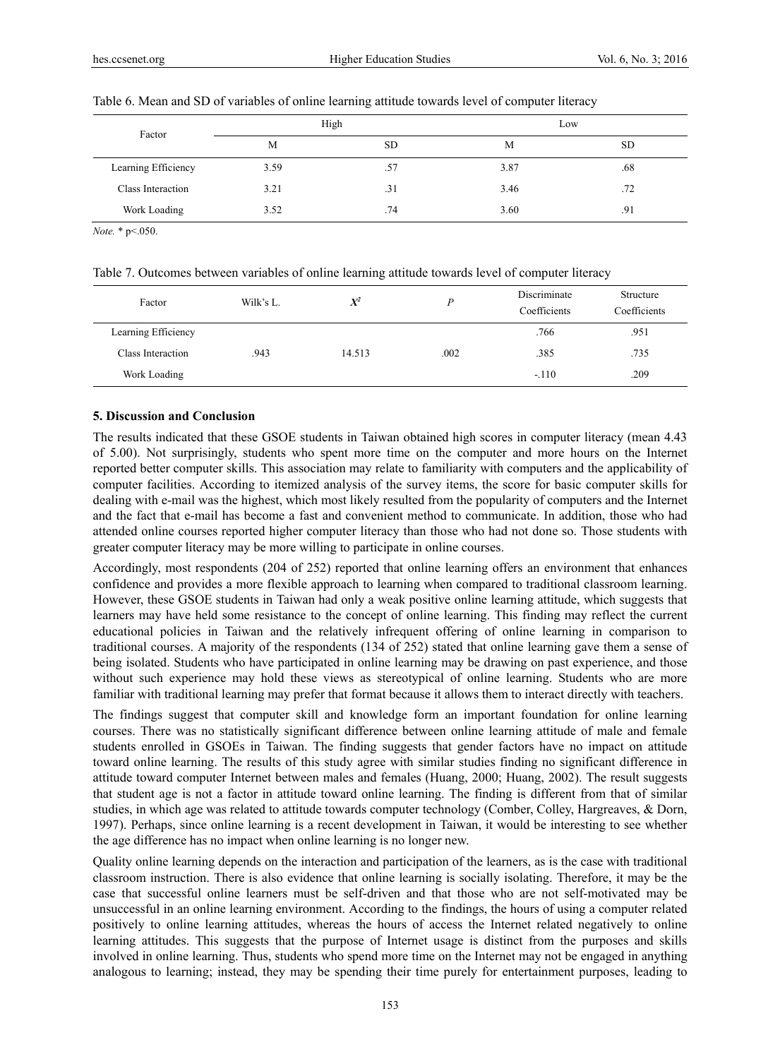Table 6. Mean and SD of variables of online learning attitude towards level of computer literacy

| Factor | High | | Low | |
|---|---|---|---|---|
| | M | SD | M | SD |
| Learning Efficiency | 3.59 | .57 | 3.87 | .68 |
| Class Interaction | 3.21 | .31 | 3.46 | .72 |
| Work Loading | 3.52 | .74 | 3.60 | .91 |

*Note.* * p<.050.

Table 7. Outcomes between variables of online learning attitude towards level of computer literacy

| Factor | Wilk's L. | $X^2$ | $P$ | Discriminate Coefficients | Structure Coefficients |
|---|---|---|---|---|---|
| Learning Efficiency | .943 | 14.513 | .002 | .766 | .951 |
| Class Interaction | | | | .385 | .735 |
| Work Loading | | | | -.110 | .209 |

### 5. Discussion and Conclusion

The results indicated that these GSOE students in Taiwan obtained high scores in computer literacy (mean 4.43 of 5.00). Not surprisingly, students who spent more time on the computer and more hours on the Internet reported better computer skills. This association may relate to familiarity with computers and the applicability of computer facilities. According to itemized analysis of the survey items, the score for basic computer skills for dealing with e-mail was the highest, which most likely resulted from the popularity of computers and the Internet and the fact that e-mail has become a fast and convenient method to communicate. In addition, those who had attended online courses reported higher computer literacy than those who had not done so. Those students with greater computer literacy may be more willing to participate in online courses.

Accordingly, most respondents (204 of 252) reported that online learning offers an environment that enhances confidence and provides a more flexible approach to learning when compared to traditional classroom learning. However, these GSOE students in Taiwan had only a weak positive online learning attitude, which suggests that learners may have held some resistance to the concept of online learning. This finding may reflect the current educational policies in Taiwan and the relatively infrequent offering of online learning in comparison to traditional courses. A majority of the respondents (134 of 252) stated that online learning gave them a sense of being isolated. Students who have participated in online learning may be drawing on past experience, and those without such experience may hold these views as stereotypical of online learning. Students who are more familiar with traditional learning may prefer that format because it allows them to interact directly with teachers.

The findings suggest that computer skill and knowledge form an important foundation for online learning courses. There was no statistically significant difference between online learning attitude of male and female students enrolled in GSOEs in Taiwan. The finding suggests that gender factors have no impact on attitude toward online learning. The results of this study agree with similar studies finding no significant difference in attitude toward computer Internet between males and females (Huang, 2000; Huang, 2002). The result suggests that student age is not a factor in attitude toward online learning. The finding is different from that of similar studies, in which age was related to attitude towards computer technology (Comber, Colley, Hargreaves, & Dorn, 1997). Perhaps, since online learning is a recent development in Taiwan, it would be interesting to see whether the age difference has no impact when online learning is no longer new.

Quality online learning depends on the interaction and participation of the learners, as is the case with traditional classroom instruction. There is also evidence that online learning is socially isolating. Therefore, it may be the case that successful online learners must be self-driven and that those who are not self-motivated may be unsuccessful in an online learning environment. According to the findings, the hours of using a computer related positively to online learning attitudes, whereas the hours of access the Internet related negatively to online learning attitudes. This suggests that the purpose of Internet usage is distinct from the purposes and skills involved in online learning. Thus, students who spend more time on the Internet may not be engaged in anything analogous to learning; instead, they may be spending their time purely for entertainment purposes, leading to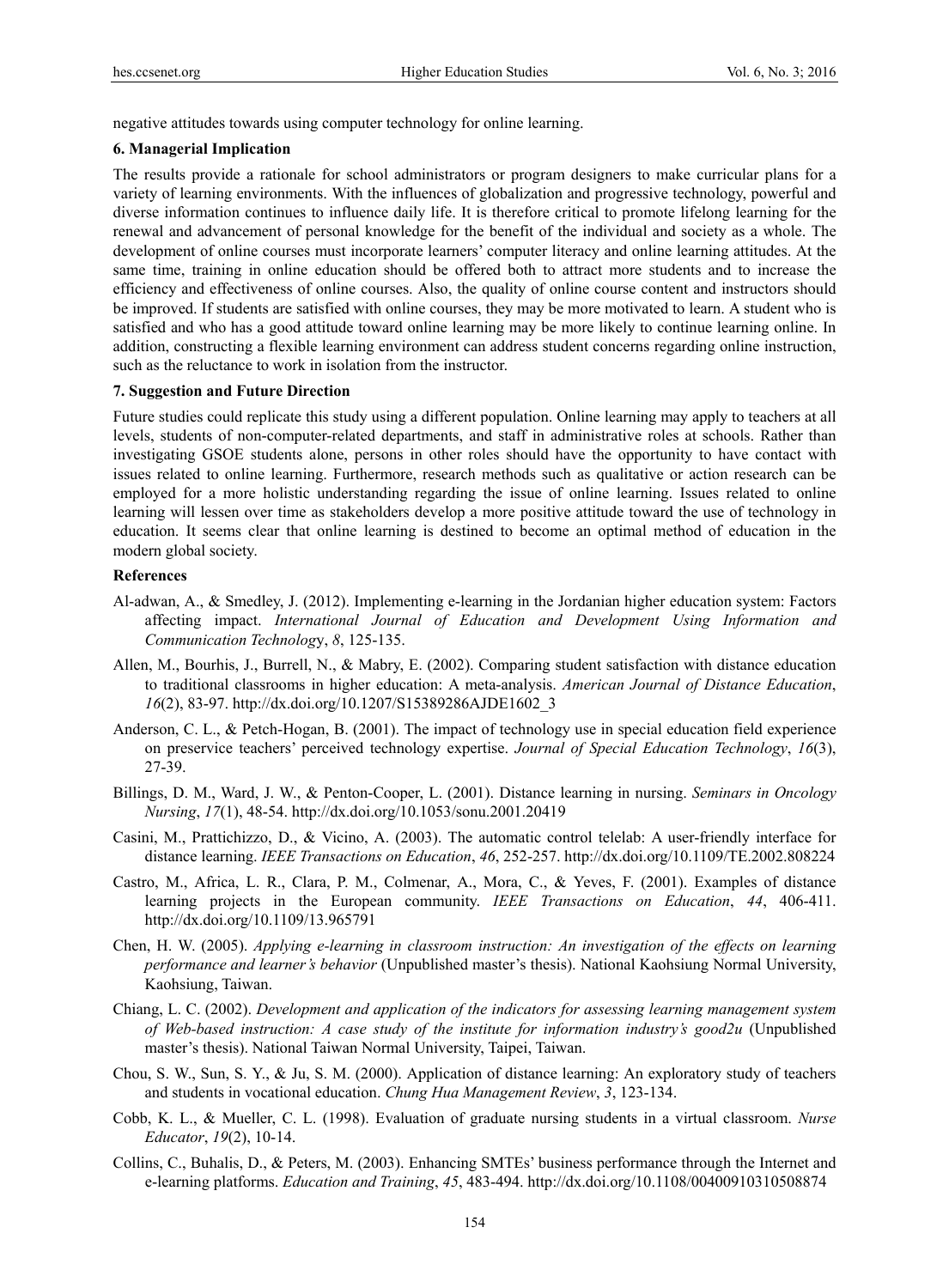negative attitudes towards using computer technology for online learning.

## 6. Managerial Implication

The results provide a rationale for school administrators or program designers to make curricular plans for a variety of learning environments. With the influences of globalization and progressive technology, powerful and diverse information continues to influence daily life. It is therefore critical to promote lifelong learning for the renewal and advancement of personal knowledge for the benefit of the individual and society as a whole. The development of online courses must incorporate learners' computer literacy and online learning attitudes. At the same time, training in online education should be offered both to attract more students and to increase the efficiency and effectiveness of online courses. Also, the quality of online course content and instructors should be improved. If students are satisfied with online courses, they may be more motivated to learn. A student who is satisfied and who has a good attitude toward online learning may be more likely to continue learning online. In addition, constructing a flexible learning environment can address student concerns regarding online instruction, such as the reluctance to work in isolation from the instructor.

## 7. Suggestion and Future Direction

Future studies could replicate this study using a different population. Online learning may apply to teachers at all levels, students of non-computer-related departments, and staff in administrative roles at schools. Rather than investigating GSOE students alone, persons in other roles should have the opportunity to have contact with issues related to online learning. Furthermore, research methods such as qualitative or action research can be employed for a more holistic understanding regarding the issue of online learning. Issues related to online learning will lessen over time as stakeholders develop a more positive attitude toward the use of technology in education. It seems clear that online learning is destined to become an optimal method of education in the modern global society.

## References

Al-adwan, A., & Smedley, J. (2012). Implementing e-learning in the Jordanian higher education system: Factors affecting impact. *International Journal of Education and Development Using Information and Communication Technology*, *8*, 125-135.

Allen, M., Bourhis, J., Burrell, N., & Mabry, E. (2002). Comparing student satisfaction with distance education to traditional classrooms in higher education: A meta-analysis. *American Journal of Distance Education*, *16*(2), 83-97. http://dx.doi.org/10.1207/S15389286AJDE1602_3

Anderson, C. L., & Petch-Hogan, B. (2001). The impact of technology use in special education field experience on preservice teachers' perceived technology expertise. *Journal of Special Education Technology*, *16*(3), 27-39.

Billings, D. M., Ward, J. W., & Penton-Cooper, L. (2001). Distance learning in nursing. *Seminars in Oncology Nursing*, *17*(1), 48-54. http://dx.doi.org/10.1053/sonu.2001.20419

Casini, M., Prattichizzo, D., & Vicino, A. (2003). The automatic control telelab: A user-friendly interface for distance learning. *IEEE Transactions on Education*, *46*, 252-257. http://dx.doi.org/10.1109/TE.2002.808224

Castro, M., Africa, L. R., Clara, P. M., Colmenar, A., Mora, C., & Yeves, F. (2001). Examples of distance learning projects in the European community. *IEEE Transactions on Education*, *44*, 406-411. http://dx.doi.org/10.1109/13.965791

Chen, H. W. (2005). *Applying e-learning in classroom instruction: An investigation of the effects on learning performance and learner's behavior* (Unpublished master's thesis). National Kaohsiung Normal University, Kaohsiung, Taiwan.

Chiang, L. C. (2002). *Development and application of the indicators for assessing learning management system of Web-based instruction: A case study of the institute for information industry's good2u* (Unpublished master's thesis). National Taiwan Normal University, Taipei, Taiwan.

Chou, S. W., Sun, S. Y., & Ju, S. M. (2000). Application of distance learning: An exploratory study of teachers and students in vocational education. *Chung Hua Management Review*, *3*, 123-134.

Cobb, K. L., & Mueller, C. L. (1998). Evaluation of graduate nursing students in a virtual classroom. *Nurse Educator*, *19*(2), 10-14.

Collins, C., Buhalis, D., & Peters, M. (2003). Enhancing SMTEs' business performance through the Internet and e-learning platforms. *Education and Training*, *45*, 483-494. http://dx.doi.org/10.1108/00400910310508874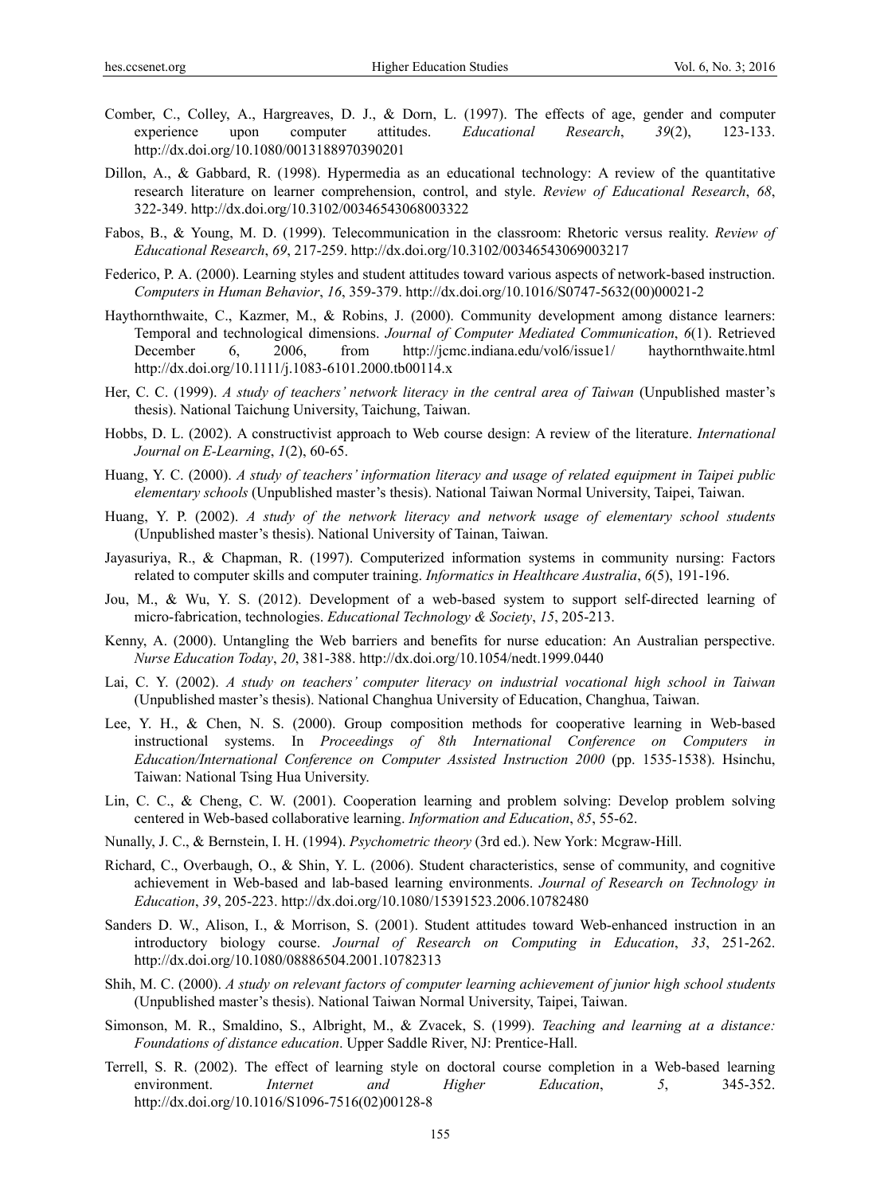Comber, C., Colley, A., Hargreaves, D. J., & Dorn, L. (1997). The effects of age, gender and computer experience upon computer attitudes. *Educational Research*, *39*(2), 123-133. http://dx.doi.org/10.1080/0013188970390201

Dillon, A., & Gabbard, R. (1998). Hypermedia as an educational technology: A review of the quantitative research literature on learner comprehension, control, and style. *Review of Educational Research*, *68*, 322-349. http://dx.doi.org/10.3102/00346543068003322

Fabos, B., & Young, M. D. (1999). Telecommunication in the classroom: Rhetoric versus reality. *Review of Educational Research*, *69*, 217-259. http://dx.doi.org/10.3102/00346543069003217

Federico, P. A. (2000). Learning styles and student attitudes toward various aspects of network-based instruction. *Computers in Human Behavior*, *16*, 359-379. http://dx.doi.org/10.1016/S0747-5632(00)00021-2

Haythornthwaite, C., Kazmer, M., & Robins, J. (2000). Community development among distance learners: Temporal and technological dimensions. *Journal of Computer Mediated Communication*, *6*(1). Retrieved December 6, 2006, from http://jcmc.indiana.edu/vol6/issue1/ haythornthwaite.html http://dx.doi.org/10.1111/j.1083-6101.2000.tb00114.x

Her, C. C. (1999). *A study of teachers' network literacy in the central area of Taiwan* (Unpublished master's thesis). National Taichung University, Taichung, Taiwan.

Hobbs, D. L. (2002). A constructivist approach to Web course design: A review of the literature. *International Journal on E-Learning*, *1*(2), 60-65.

Huang, Y. C. (2000). *A study of teachers' information literacy and usage of related equipment in Taipei public elementary schools* (Unpublished master's thesis). National Taiwan Normal University, Taipei, Taiwan.

Huang, Y. P. (2002). *A study of the network literacy and network usage of elementary school students* (Unpublished master's thesis). National University of Tainan, Taiwan.

Jayasuriya, R., & Chapman, R. (1997). Computerized information systems in community nursing: Factors related to computer skills and computer training. *Informatics in Healthcare Australia*, *6*(5), 191-196.

Jou, M., & Wu, Y. S. (2012). Development of a web-based system to support self-directed learning of micro-fabrication, technologies. *Educational Technology & Society*, *15*, 205-213.

Kenny, A. (2000). Untangling the Web barriers and benefits for nurse education: An Australian perspective. *Nurse Education Today*, *20*, 381-388. http://dx.doi.org/10.1054/nedt.1999.0440

Lai, C. Y. (2002). *A study on teachers' computer literacy on industrial vocational high school in Taiwan* (Unpublished master's thesis). National Changhua University of Education, Changhua, Taiwan.

Lee, Y. H., & Chen, N. S. (2000). Group composition methods for cooperative learning in Web-based instructional systems. In *Proceedings of 8th International Conference on Computers in Education/International Conference on Computer Assisted Instruction 2000* (pp. 1535-1538). Hsinchu, Taiwan: National Tsing Hua University.

Lin, C. C., & Cheng, C. W. (2001). Cooperation learning and problem solving: Develop problem solving centered in Web-based collaborative learning. *Information and Education*, *85*, 55-62.

Nunally, J. C., & Bernstein, I. H. (1994). *Psychometric theory* (3rd ed.). New York: Mcgraw-Hill.

Richard, C., Overbaugh, O., & Shin, Y. L. (2006). Student characteristics, sense of community, and cognitive achievement in Web-based and lab-based learning environments. *Journal of Research on Technology in Education*, *39*, 205-223. http://dx.doi.org/10.1080/15391523.2006.10782480

Sanders D. W., Alison, I., & Morrison, S. (2001). Student attitudes toward Web-enhanced instruction in an introductory biology course. *Journal of Research on Computing in Education*, *33*, 251-262. http://dx.doi.org/10.1080/08886504.2001.10782313

Shih, M. C. (2000). *A study on relevant factors of computer learning achievement of junior high school students* (Unpublished master's thesis). National Taiwan Normal University, Taipei, Taiwan.

Simonson, M. R., Smaldino, S., Albright, M., & Zvacek, S. (1999). *Teaching and learning at a distance: Foundations of distance education*. Upper Saddle River, NJ: Prentice-Hall.

Terrell, S. R. (2002). The effect of learning style on doctoral course completion in a Web-based learning environment. *Internet and Higher Education*, *5*, 345-352. http://dx.doi.org/10.1016/S1096-7516(02)00128-8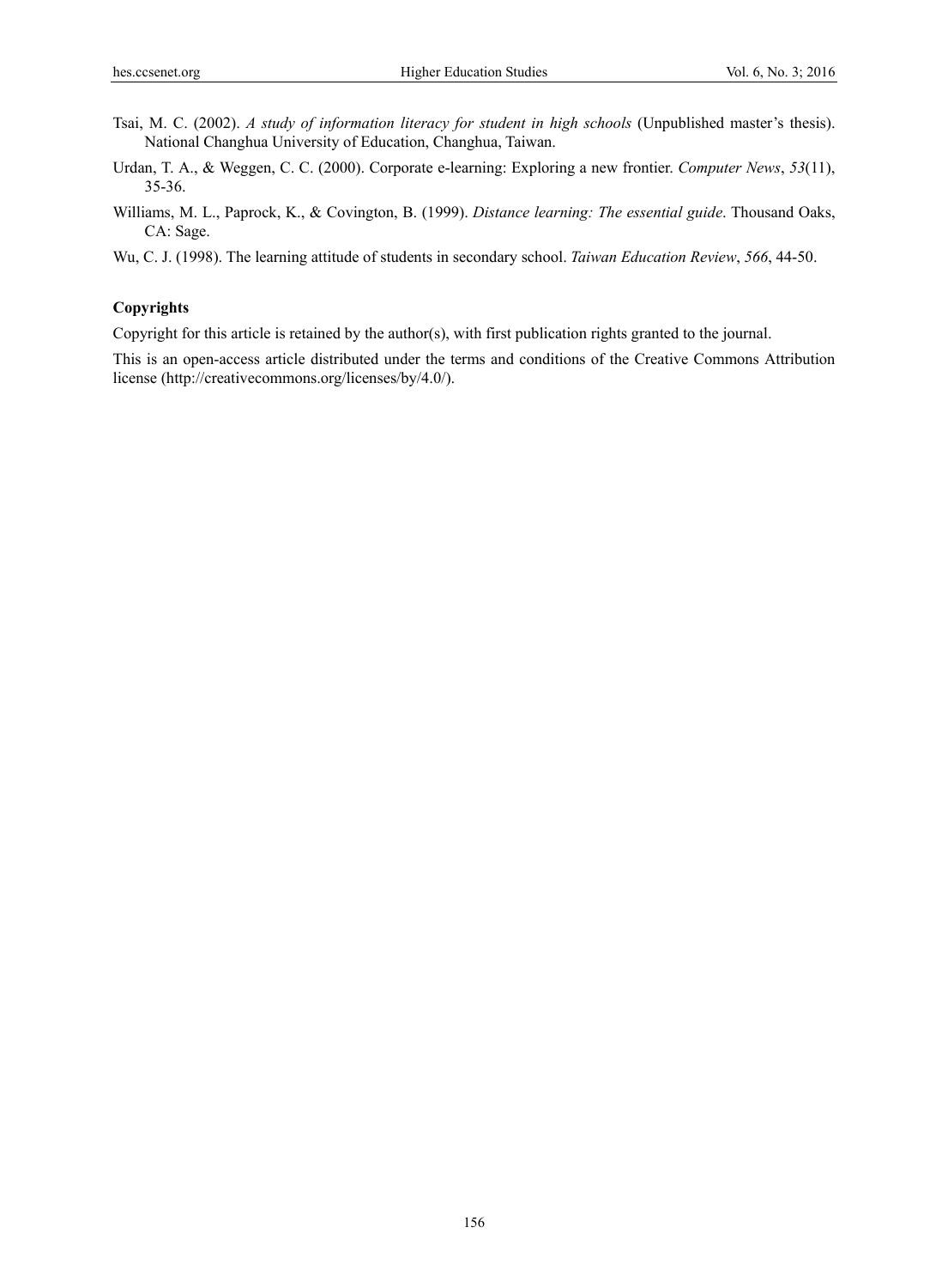Tsai, M. C. (2002). *A study of information literacy for student in high schools* (Unpublished master's thesis). National Changhua University of Education, Changhua, Taiwan.

Urdan, T. A., & Weggen, C. C. (2000). Corporate e-learning: Exploring a new frontier. *Computer News*, *53*(11), 35-36.

Williams, M. L., Paprock, K., & Covington, B. (1999). *Distance learning: The essential guide*. Thousand Oaks, CA: Sage.

Wu, C. J. (1998). The learning attitude of students in secondary school. *Taiwan Education Review*, *566*, 44-50.

**Copyrights**

Copyright for this article is retained by the author(s), with first publication rights granted to the journal.

This is an open-access article distributed under the terms and conditions of the Creative Commons Attribution license (http://creativecommons.org/licenses/by/4.0/).